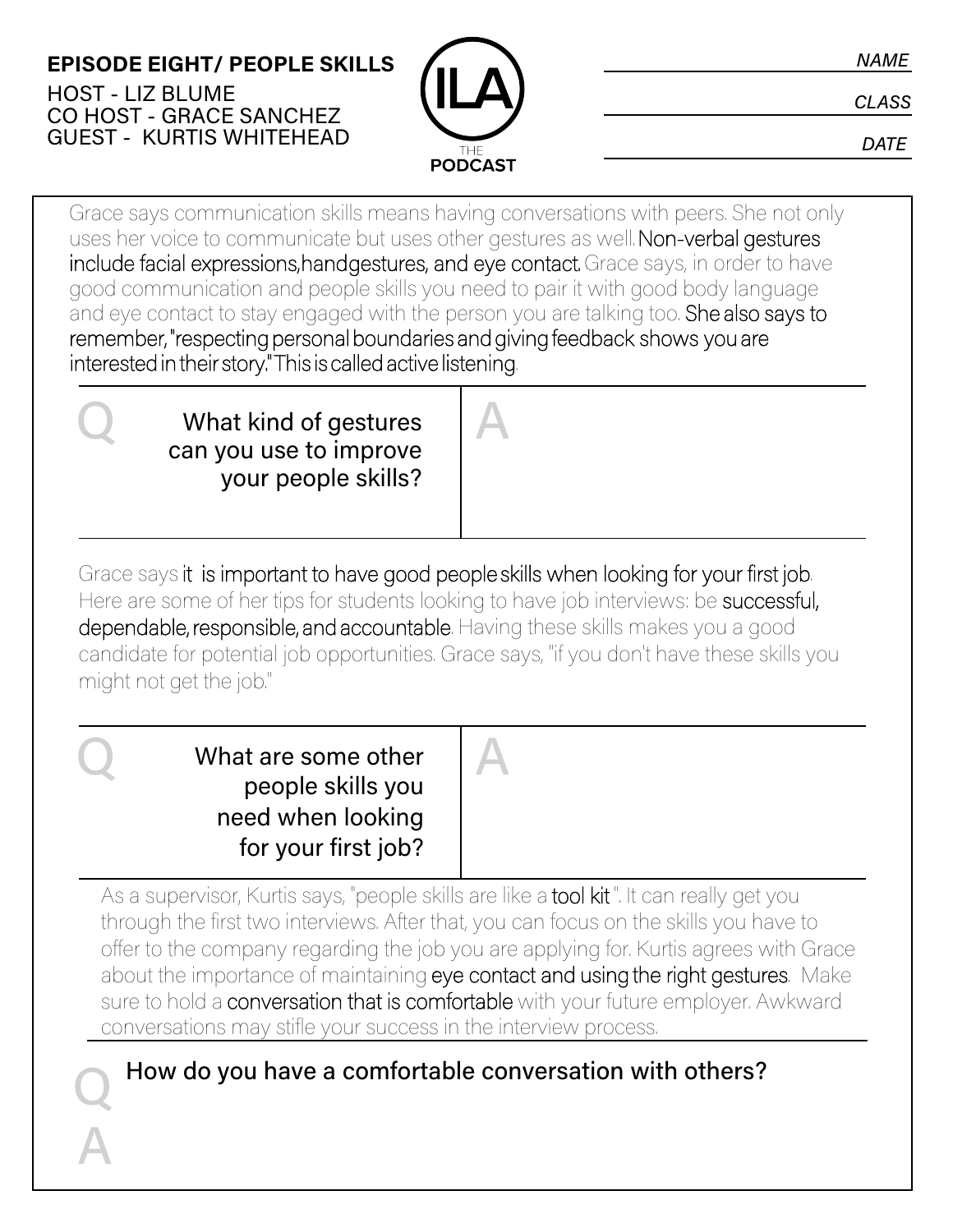**EPISODE EIGHT/ PEOPLE SKILLS**

HOST - LIZ BLUME
CO HOST - GRACE SANCHEZ
GUEST - KURTIS WHITEHEAD

ILA THE PODCAST

NAME ______________________

CLASS ______________________

DATE ______________________

Grace says communication skills means having conversations with peers. She not only uses her voice to communicate but uses other gestures as well. **Non-verbal gestures include facial expressions, handgestures, and eye contact.** Grace says, in order to have good communication and people skills you need to pair it with good body language and eye contact to stay engaged with the person you are talking too. **She also says to remember, "respecting personal boundaries and giving feedback shows you are interested in their story." This is called active listening.**

| Q | A |
| --- | --- |
| What kind of gestures can you use to improve your people skills? | |

Grace says **it is important to have good people skills when looking for your first job.** Here are some of her tips for students looking to have job interviews: be **successful, dependable, responsible, and accountable**. Having these skills makes you a good candidate for potential job opportunities. Grace says, "if you don't have these skills you might not get the job."

| Q | A |
| --- | --- |
| What are some other people skills you need when looking for your first job? | |

As a supervisor, Kurtis says, "people skills are like a **tool kit**". It can really get you through the first two interviews. After that, you can focus on the skills you have to offer to the company regarding the job you are applying for. Kurtis agrees with Grace about the importance of maintaining **eye contact and using the right gestures**. Make sure to hold a **conversation that is comfortable** with your future employer. Awkward conversations may stifle your success in the interview process.

**Q** How do you have a comfortable conversation with others?

**A**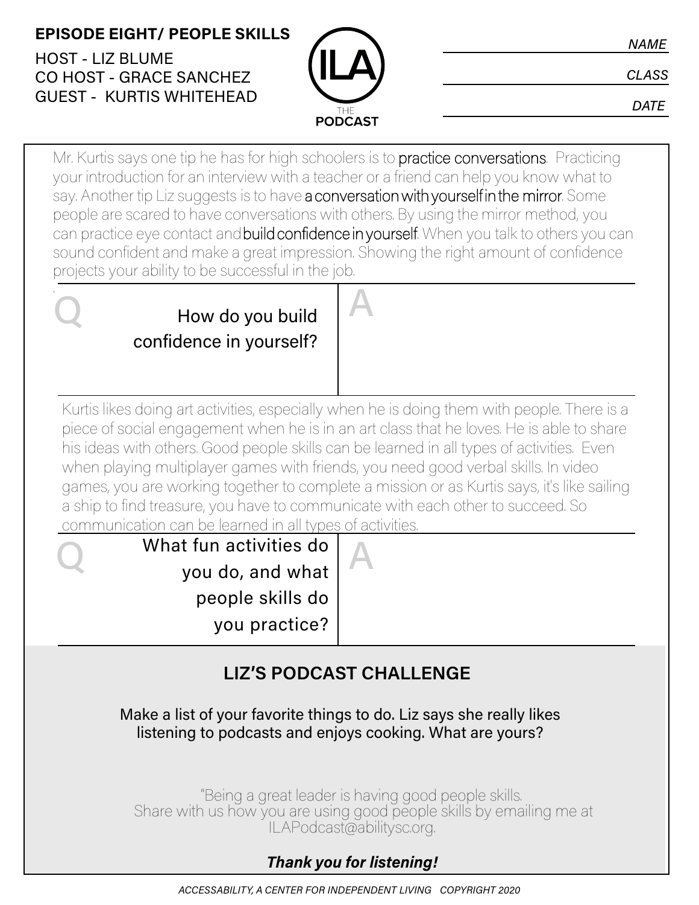**EPISODE EIGHT/ PEOPLE SKILLS**

HOST - LIZ BLUME
CO HOST - GRACE SANCHEZ
GUEST - KURTIS WHITEHEAD

ILA THE PODCAST

NAME ______________________

CLASS ______________________

DATE ______________________

Mr. Kurtis says one tip he has for high schoolers is to practice conversations. Practicing your introduction for an interview with a teacher or a friend can help you know what to say. Another tip Liz suggests is to have a conversation with yourself in the mirror. Some people are scared to have conversations with others. By using the mirror method, you can practice eye contact and build confidence in yourself. When you talk to others you can sound confident and make a great impression. Showing the right amount of confidence projects your ability to be successful in the job.

| Q | A |
| --- | --- |
| How do you build confidence in yourself? | |

Kurtis likes doing art activities, especially when he is doing them with people. There is a piece of social engagement when he is in an art class that he loves. He is able to share his ideas with others. Good people skills can be learned in all types of activities. Even when playing multiplayer games with friends, you need good verbal skills. In video games, you are working together to complete a mission or as Kurtis says, it's like sailing a ship to find treasure, you have to communicate with each other to succeed. So communication can be learned in all types of activities.

| Q | A |
| --- | --- |
| What fun activities do you do, and what people skills do you practice? | |

## LIZ'S PODCAST CHALLENGE

Make a list of your favorite things to do. Liz says she really likes listening to podcasts and enjoys cooking. What are yours?

"Being a great leader is having good people skills.
Share with us how you are using good people skills by emailing me at ILAPodcast@abilitysc.org.

***Thank you for listening!***

*ACCESSABILITY, A CENTER FOR INDEPENDENT LIVING COPYRIGHT 2020*